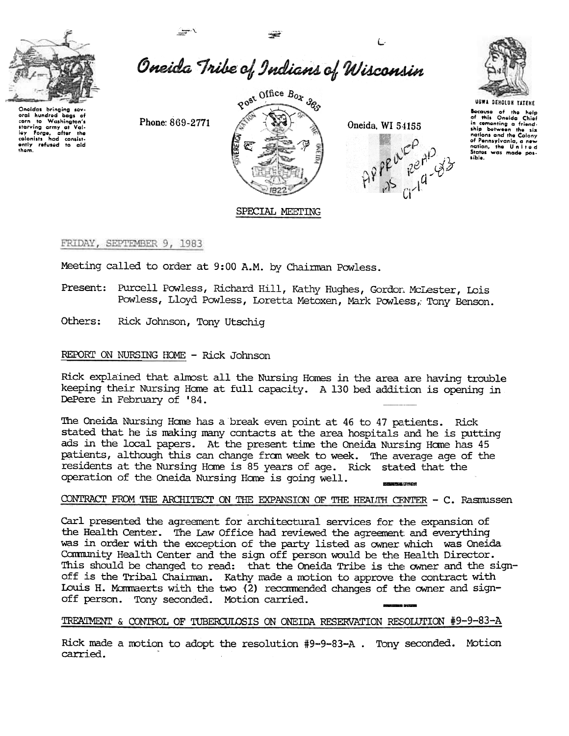Oneidas bringing several hundred bags of corn to Washington's starving army at Valley Forge, after the colonists had consistently refused to aid them.

# Oneida Tribe of Indians of Wisconsin

Phone: 869-2771

Post Office Box 365

Oneida, WI 54155

UGWA DEHOLUH YATEHE

Because of the help of this Oneida Chief in cementing a friendship between the six nations and the Colony of Pennsylvania, a new nation, the United States was made possible.

APPROVED AS READ 9-19-83

## SPECIAL MEETING

FRIDAY, SEPTEMBER 9, 1983

Meeting called to order at 9:00 A.M. by Chairman Powless.

Present: Purcell Powless, Richard Hill, Kathy Hughes, Gordon McLester, Lois Powless, Lloyd Powless, Loretta Metoxen, Mark Powless, Tony Benson.

Others: Rick Johnson, Tony Utschig

REPORT ON NURSING HOME - Rick Johnson

Rick explained that almost all the Nursing Homes in the area are having trouble keeping their Nursing Home at full capacity. A 130 bed addition is opening in DePere in February of '84.

The Oneida Nursing Home has a break even point at 46 to 47 patients. Rick stated that he is making many contacts at the area hospitals and he is putting ads in the local papers. At the present time the Oneida Nursing Home has 45 patients, although this can change from week to week. The average age of the residents at the Nursing Home is 85 years of age. Rick stated that the operation of the Oneida Nursing Home is going well.

CONTRACT FROM THE ARCHITECT ON THE EXPANSION OF THE HEALTH CENTER - C. Rasmussen

Carl presented the agreement for architectural services for the expansion of the Health Center. The Law Office had reviewed the agreement and everything was in order with the exception of the party listed as owner which was Oneida Community Health Center and the sign off person would be the Health Director. This should be changed to read: that the Oneida Tribe is the owner and the sign-off is the Tribal Chairman. Kathy made a motion to approve the contract with Louis H. Mommaerts with the two (2) recommended changes of the owner and sign-off person. Tony seconded. Motion carried.

TREATMENT & CONTROL OF TUBERCULOSIS ON ONEIDA RESERVATION RESOLUTION #9-9-83-A

Rick made a motion to adopt the resolution #9-9-83-A . Tony seconded. Motion carried.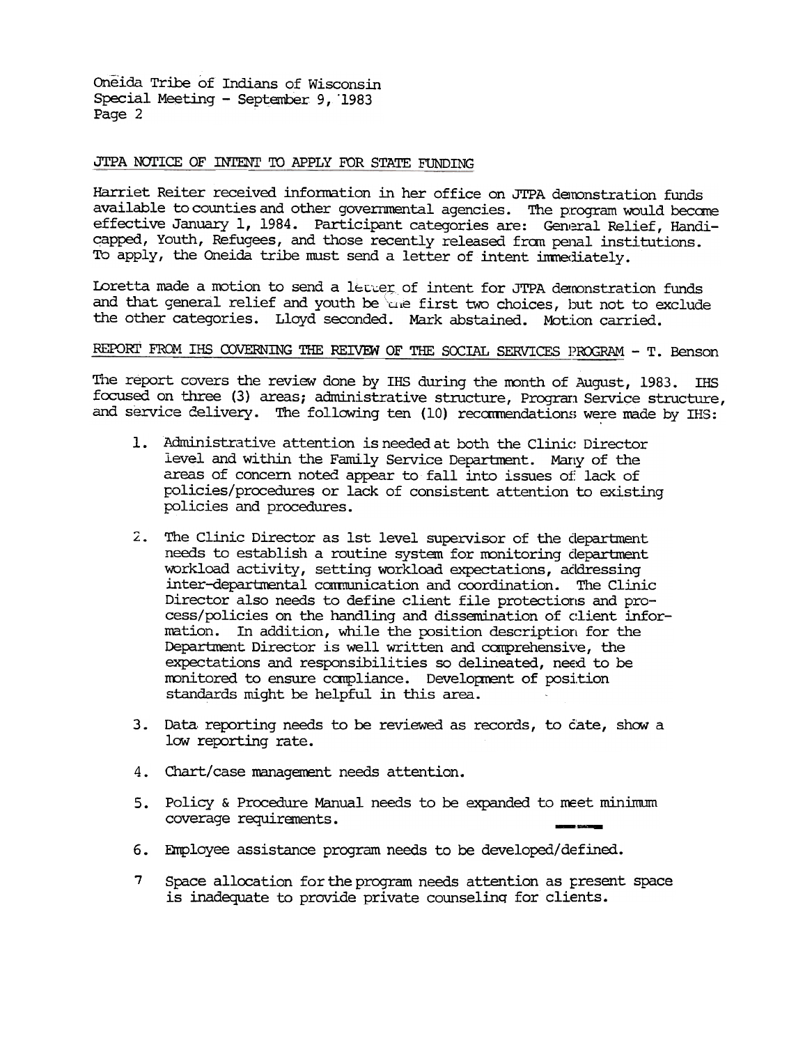## JTPA NOTICE OF INTENT TO APPLY FOR STATE FUNDING

Harriet Reiter received information in her office on JTPA demonstration funds available to counties and other governmental agencies. The program would become effective January 1, 1984. Participant categories are: General Relief, Handicapped, Youth, Refugees, and those recently released from penal institutions. To apply, the Oneida tribe must send a letter of intent immediately.

Loretta made a motion to send a letter of intent for JTPA demonstration funds and that general relief and youth be the first two choices, but not to exclude the other categories. Lloyd seconded. Mark abstained. Motion carried.

## REPORT FROM IHS COVERNING THE REIVEW OF THE SOCIAL SERVICES PROGRAM - T. Benson

The report covers the review done by IHS during the month of August, 1983. IHS focused on three (3) areas; administrative structure, Program Service structure, and service delivery. The following ten (10) recommendations were made by IHS:

1. Administrative attention is needed at both the Clinic Director level and within the Family Service Department. Many of the areas of concern noted appear to fall into issues of lack of policies/procedures or lack of consistent attention to existing policies and procedures.

2. The Clinic Director as 1st level supervisor of the department needs to establish a routine system for monitoring department workload activity, setting workload expectations, addressing inter-departmental communication and coordination. The Clinic Director also needs to define client file protections and process/policies on the handling and dissemination of client information. In addition, while the position description for the Department Director is well written and comprehensive, the expectations and responsibilities so delineated, need to be monitored to ensure compliance. Development of position standards might be helpful in this area.

3. Data reporting needs to be reviewed as records, to date, show a low reporting rate.

4. Chart/case management needs attention.

5. Policy & Procedure Manual needs to be expanded to meet minimum coverage requirements.

6. Employee assistance program needs to be developed/defined.

7. Space allocation for the program needs attention as present space is inadequate to provide private counseling for clients.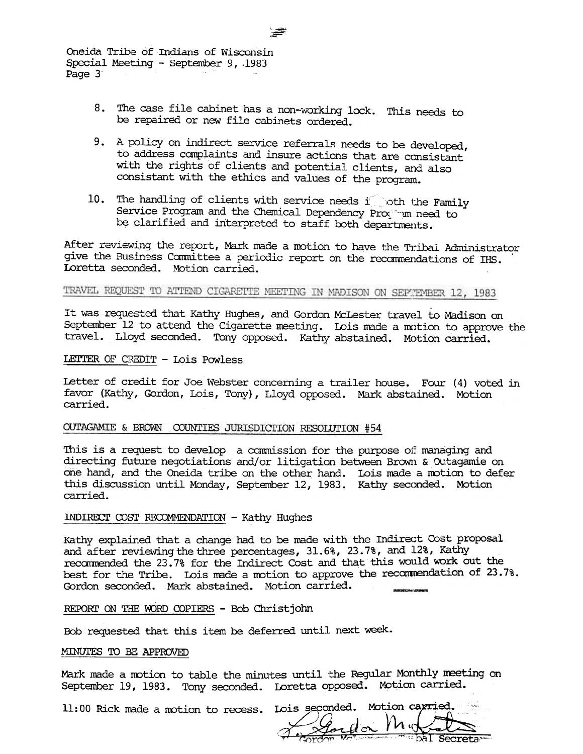8. The case file cabinet has a non-working lock. This needs to be repaired or new file cabinets ordered.

9. A policy on indirect service referrals needs to be developed, to address complaints and insure actions that are consistant with the rights of clients and potential clients, and also consistant with the ethics and values of the program.

10. The handling of clients with service needs in both the Family Service Program and the Chemical Dependency Program need to be clarified and interpreted to staff both departments.

After reviewing the report, Mark made a motion to have the Tribal Administrator give the Business Committee a periodic report on the recommendations of IHS. Loretta seconded. Motion carried.

TRAVEL REQUEST TO ATTEND CIGARETTE MEETING IN MADISON ON SEPTEMBER 12, 1983

It was requested that Kathy Hughes, and Gordon McLester travel to Madison on September 12 to attend the Cigarette meeting. Lois made a motion to approve the travel. Lloyd seconded. Tony opposed. Kathy abstained. Motion carried.

LETTER OF CREDIT - Lois Powless

Letter of credit for Joe Webster concerning a trailer house. Four (4) voted in favor (Kathy, Gordon, Lois, Tony), Lloyd opposed. Mark abstained. Motion carried.

OUTAGAMIE & BROWN COUNTIES JURISDICTION RESOLUTION #54

This is a request to develop a commission for the purpose of managing and directing future negotiations and/or litigation between Brown & Outagamie on one hand, and the Oneida tribe on the other hand. Lois made a motion to defer this discussion until Monday, September 12, 1983. Kathy seconded. Motion carried.

INDIRECT COST RECOMMENDATION - Kathy Hughes

Kathy explained that a change had to be made with the Indirect Cost proposal and after reviewing the three percentages, 31.6%, 23.7%, and 12%, Kathy recommended the 23.7% for the Indirect Cost and that this would work out the best for the Tribe. Lois made a motion to approve the recommendation of 23.7%. Gordon seconded. Mark abstained. Motion carried.

REPORT ON THE WORD COPIERS - Bob Christjohn

Bob requested that this item be deferred until next week.

MINUTES TO BE APPROVED

Mark made a motion to table the minutes until the Regular Monthly meeting on September 19, 1983. Tony seconded. Loretta opposed. Motion carried.

11:00 Rick made a motion to recess. Lois seconded. Motion carried.

Gordon McLester, Tribal Secretary